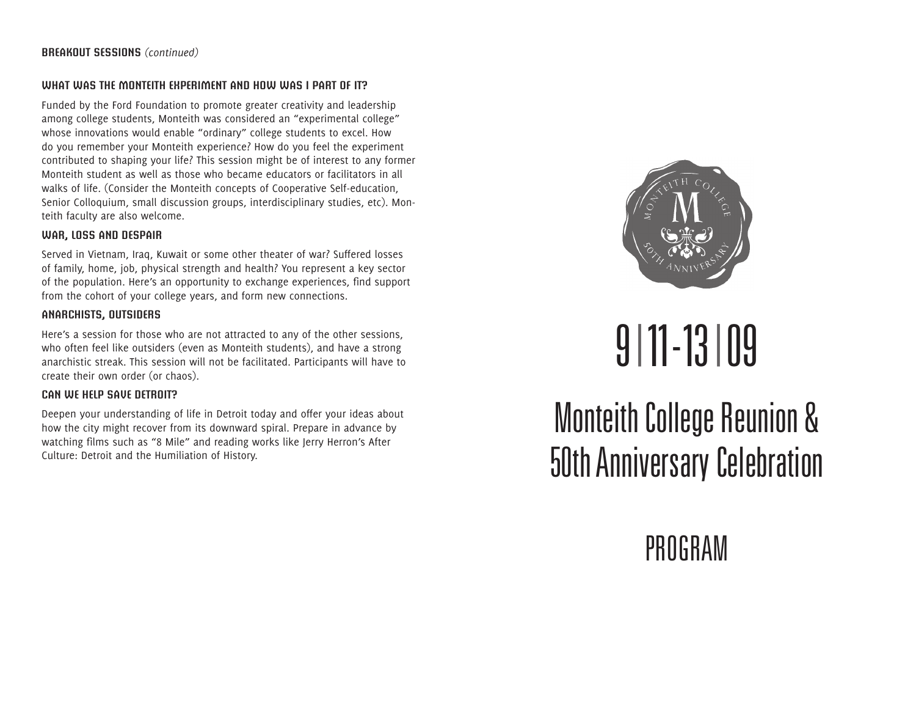**BREAKOUT SESSIONS** *(continued)*

### WHAT WAS THE MONTEITH EXPERIMENT AND HOW WAS I PART OF IT?

Funded by the Ford Foundation to promote greater creativity and leadership among college students, Monteith was considered an "experimental college" whose innovations would enable "ordinary" college students to excel. How do you remember your Monteith experience? How do you feel the experiment contributed to shaping your life? This session might be of interest to any former Monteith student as well as those who became educators or facilitators in all walks of life. (Consider the Monteith concepts of Cooperative Self-education, Senior Colloquium, small discussion groups, interdisciplinary studies, etc). Monteith faculty are also welcome.

### WAR, LOSS AND DESPAIR

Served in Vietnam, Iraq, Kuwait or some other theater of war? Suffered losses of family, home, job, physical strength and health? You represent a key sector of the population. Here's an opportunity to exchange experiences, find support from the cohort of your college years, and form new connections.

### ANARCHISTS, OUTSIDERS

Here's a session for those who are not attracted to any of the other sessions, who often feel like outsiders (even as Monteith students), and have a strong anarchistic streak. This session will not be facilitated. Participants will have to create their own order (or chaos).

### CAN WE HELP SAVE DETROIT?

Deepen your understanding of life in Detroit today and offer your ideas about how the city might recover from its downward spiral. Prepare in advance by watching films such as "8 Mile" and reading works like Jerry Herron's After Culture: Detroit and the Humiliation of History.

Monteith College
M
50th Anniversary

# 9 | 11-13 | 09

# Monteith College Reunion & 50th Anniversary Celebration

## PROGRAM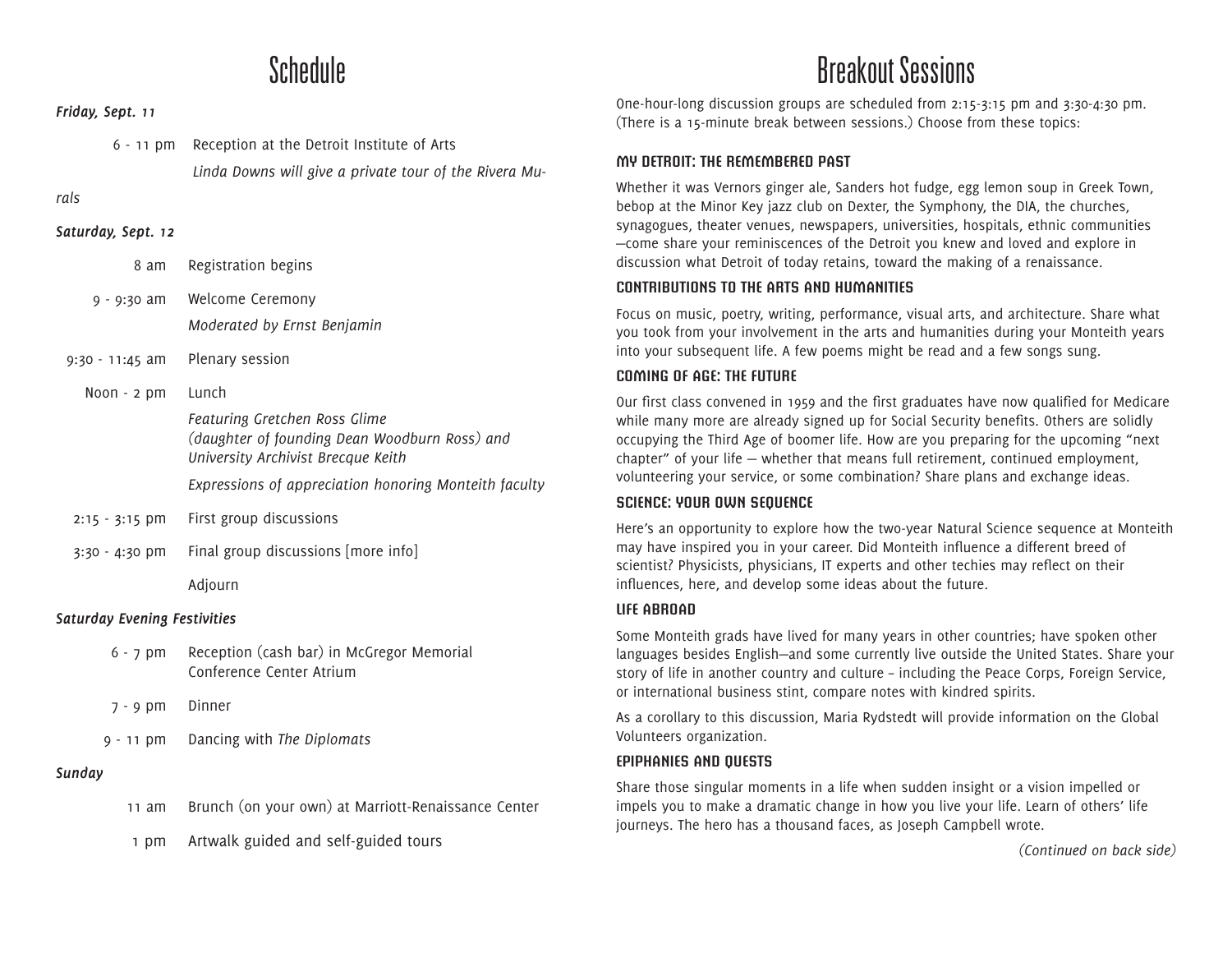# Schedule

***Friday, Sept. 11***

6 - 11 pm Reception at the Detroit Institute of Arts

*Linda Downs will give a private tour of the Rivera Murals*

***Saturday, Sept. 12***

| | |
|---|---|
| 8 am | Registration begins |
| 9 - 9:30 am | Welcome Ceremony<br>*Moderated by Ernst Benjamin* |
| 9:30 - 11:45 am | Plenary session |
| Noon - 2 pm | Lunch<br>*Featuring Gretchen Ross Glime (daughter of founding Dean Woodburn Ross) and University Archivist Brecque Keith*<br>*Expressions of appreciation honoring Monteith faculty* |
| 2:15 - 3:15 pm | First group discussions |
| 3:30 - 4:30 pm | Final group discussions [more info] |
| | Adjourn |

***Saturday Evening Festivities***

| | |
|---|---|
| 6 - 7 pm | Reception (cash bar) in McGregor Memorial Conference Center Atrium |
| 7 - 9 pm | Dinner |
| 9 - 11 pm | Dancing with *The Diplomats* |

***Sunday***

| | |
|---|---|
| 11 am | Brunch (on your own) at Marriott-Renaissance Center |
| 1 pm | Artwalk guided and self-guided tours |

# Breakout Sessions

One-hour-long discussion groups are scheduled from 2:15-3:15 pm and 3:30-4:30 pm. (There is a 15-minute break between sessions.) Choose from these topics:

### MY DETROIT: THE REMEMBERED PAST

Whether it was Vernors ginger ale, Sanders hot fudge, egg lemon soup in Greek Town, bebop at the Minor Key jazz club on Dexter, the Symphony, the DIA, the churches, synagogues, theater venues, newspapers, universities, hospitals, ethnic communities —come share your reminiscences of the Detroit you knew and loved and explore in discussion what Detroit of today retains, toward the making of a renaissance.

### CONTRIBUTIONS TO THE ARTS AND HUMANITIES

Focus on music, poetry, writing, performance, visual arts, and architecture. Share what you took from your involvement in the arts and humanities during your Monteith years into your subsequent life. A few poems might be read and a few songs sung.

### COMING OF AGE: THE FUTURE

Our first class convened in 1959 and the first graduates have now qualified for Medicare while many more are already signed up for Social Security benefits. Others are solidly occupying the Third Age of boomer life. How are you preparing for the upcoming "next chapter" of your life — whether that means full retirement, continued employment, volunteering your service, or some combination? Share plans and exchange ideas.

### SCIENCE: YOUR OWN SEQUENCE

Here's an opportunity to explore how the two-year Natural Science sequence at Monteith may have inspired you in your career. Did Monteith influence a different breed of scientist? Physicists, physicians, IT experts and other techies may reflect on their influences, here, and develop some ideas about the future.

### LIFE ABROAD

Some Monteith grads have lived for many years in other countries; have spoken other languages besides English—and some currently live outside the United States. Share your story of life in another country and culture – including the Peace Corps, Foreign Service, or international business stint, compare notes with kindred spirits.

As a corollary to this discussion, Maria Rydstedt will provide information on the Global Volunteers organization.

### EPIPHANIES AND QUESTS

Share those singular moments in a life when sudden insight or a vision impelled or impels you to make a dramatic change in how you live your life. Learn of others' life journeys. The hero has a thousand faces, as Joseph Campbell wrote.

*(Continued on back side)*